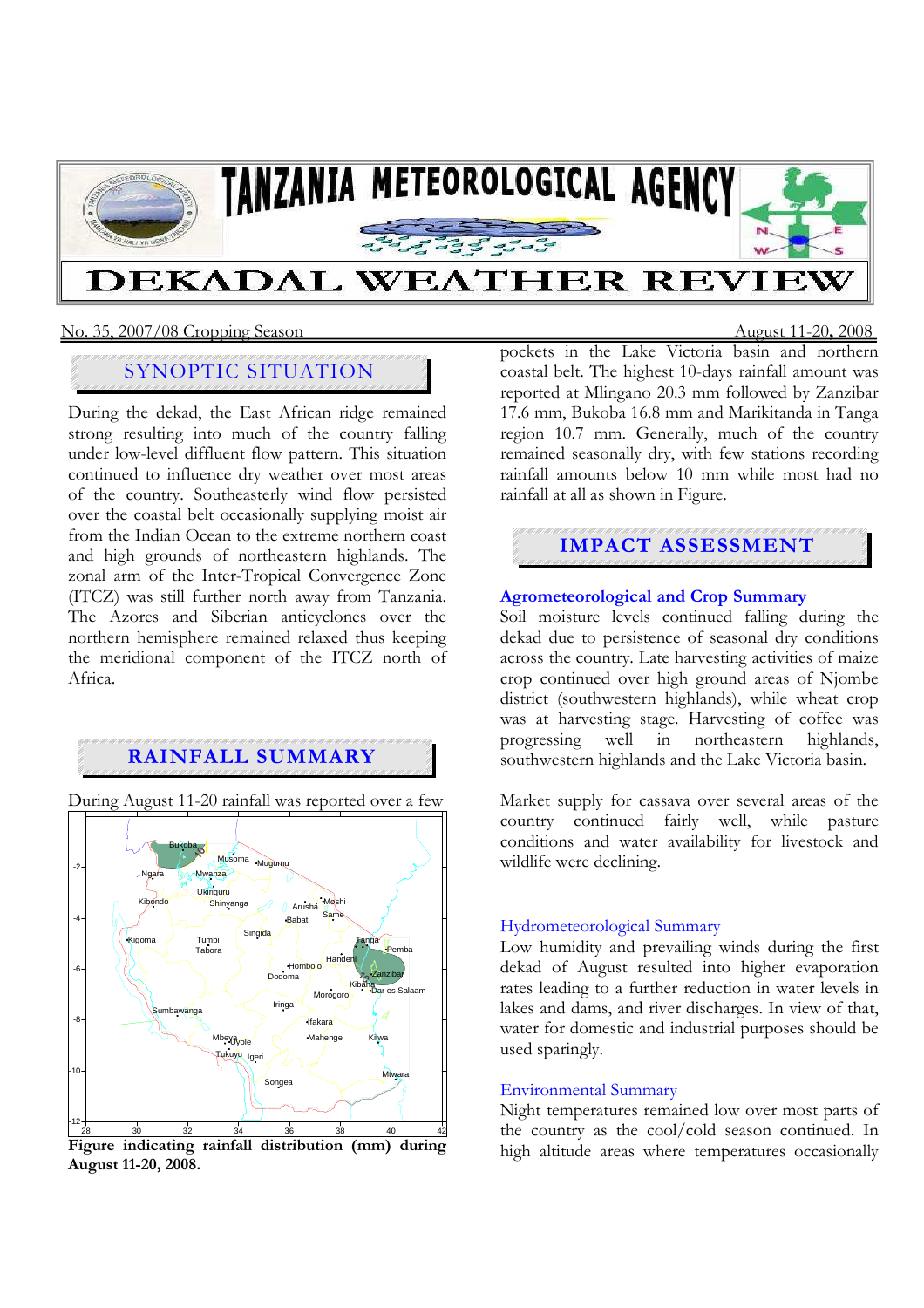# TANZANIA METEOROLOGICAL AGENCY

# DEKADAL WEATHER REVIEW

No. 35, 2007/08 Cropping Season — August 11-20, 2008

## SYNOPTIC SITUATION

During the dekad, the East African ridge remained strong resulting into much of the country falling under low-level diffluent flow pattern. This situation continued to influence dry weather over most areas of the country. Southeasterly wind flow persisted over the coastal belt occasionally supplying moist air from the Indian Ocean to the extreme northern coast and high grounds of northeastern highlands. The zonal arm of the Inter-Tropical Convergence Zone (ITCZ) was still further north away from Tanzania. The Azores and Siberian anticyclones over the northern hemisphere remained relaxed thus keeping the meridional component of the ITCZ north of Africa.

## RAINFALL SUMMARY

During August 11-20 rainfall was reported over a few pockets in the Lake Victoria basin and northern coastal belt. The highest 10-days rainfall amount was reported at Mlingano 20.3 mm followed by Zanzibar 17.6 mm, Bukoba 16.8 mm and Marikitanda in Tanga region 10.7 mm. Generally, much of the country remained seasonally dry, with few stations recording rainfall amounts below 10 mm while most had no rainfall at all as shown in Figure.

Bukoba
Musoma
Mugumu
Ngara
Mwanza
Ukiriguru
Shinyanga
Kibondo
Arusha
Moshi
Same
Babati
Kigoma
Tumbi
Tabora
Singida
Tanga
Pemba
Handeni
Hombolo
Dodoma
Zanzibar
Kibaha
Dar es Salaam
Morogoro
Iringa
Sumbawanga
Ifakara
Mahenge
Kilwa
Mbeya
Uyole
Tukuyu
Igeri
Mtwara
Songea
-2
-4
-6
-8
-10
-12
28
30
32
34
36
38
40
42

**Figure indicating rainfall distribution (mm) during August 11-20, 2008.**

## IMPACT ASSESSMENT

### Agrometeorological and Crop Summary

Soil moisture levels continued falling during the dekad due to persistence of seasonal dry conditions across the country. Late harvesting activities of maize crop continued over high ground areas of Njombe district (southwestern highlands), while wheat crop was at harvesting stage. Harvesting of coffee was progressing well in northeastern highlands, southwestern highlands and the Lake Victoria basin.

Market supply for cassava over several areas of the country continued fairly well, while pasture conditions and water availability for livestock and wildlife were declining.

### Hydrometeorological Summary

Low humidity and prevailing winds during the first dekad of August resulted into higher evaporation rates leading to a further reduction in water levels in lakes and dams, and river discharges. In view of that, water for domestic and industrial purposes should be used sparingly.

### Environmental Summary

Night temperatures remained low over most parts of the country as the cool/cold season continued. In high altitude areas where temperatures occasionally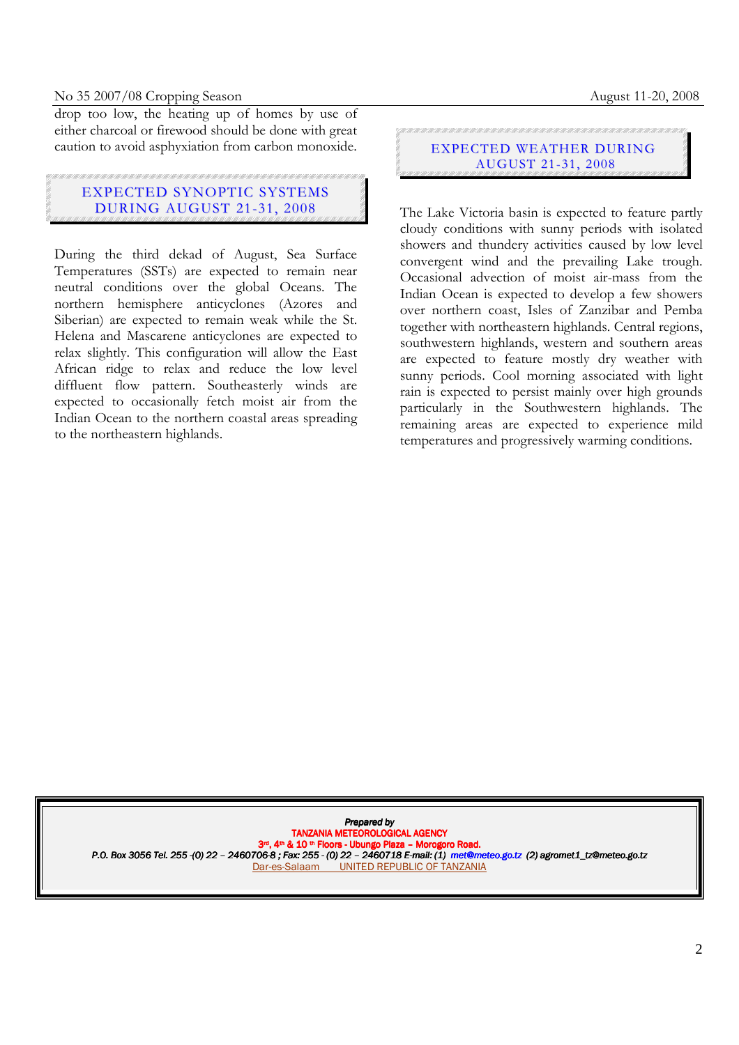drop too low, the heating up of homes by use of either charcoal or firewood should be done with great caution to avoid asphyxiation from carbon monoxide.

## EXPECTED SYNOPTIC SYSTEMS DURING AUGUST 21-31, 2008

During the third dekad of August, Sea Surface Temperatures (SSTs) are expected to remain near neutral conditions over the global Oceans. The northern hemisphere anticyclones (Azores and Siberian) are expected to remain weak while the St. Helena and Mascarene anticyclones are expected to relax slightly. This configuration will allow the East African ridge to relax and reduce the low level diffluent flow pattern. Southeasterly winds are expected to occasionally fetch moist air from the Indian Ocean to the northern coastal areas spreading to the northeastern highlands.

## EXPECTED WEATHER DURING AUGUST 21-31, 2008

The Lake Victoria basin is expected to feature partly cloudy conditions with sunny periods with isolated showers and thundery activities caused by low level convergent wind and the prevailing Lake trough. Occasional advection of moist air-mass from the Indian Ocean is expected to develop a few showers over northern coast, Isles of Zanzibar and Pemba together with northeastern highlands. Central regions, southwestern highlands, western and southern areas are expected to feature mostly dry weather with sunny periods. Cool morning associated with light rain is expected to persist mainly over high grounds particularly in the Southwestern highlands. The remaining areas are expected to experience mild temperatures and progressively warming conditions.

*Prepared by*
**TANZANIA METEOROLOGICAL AGENCY**
**3rd, 4th & 10th Floors - Ubungo Plaza – Morogoro Road.**
*P.O. Box 3056 Tel. 255 -(0) 22 – 2460706-8 ; Fax: 255 - (0) 22 – 2460718 E-mail: (1) met@meteo.go.tz (2) agromet1_tz@meteo.go.tz*
Dar-es-Salaam UNITED REPUBLIC OF TANZANIA